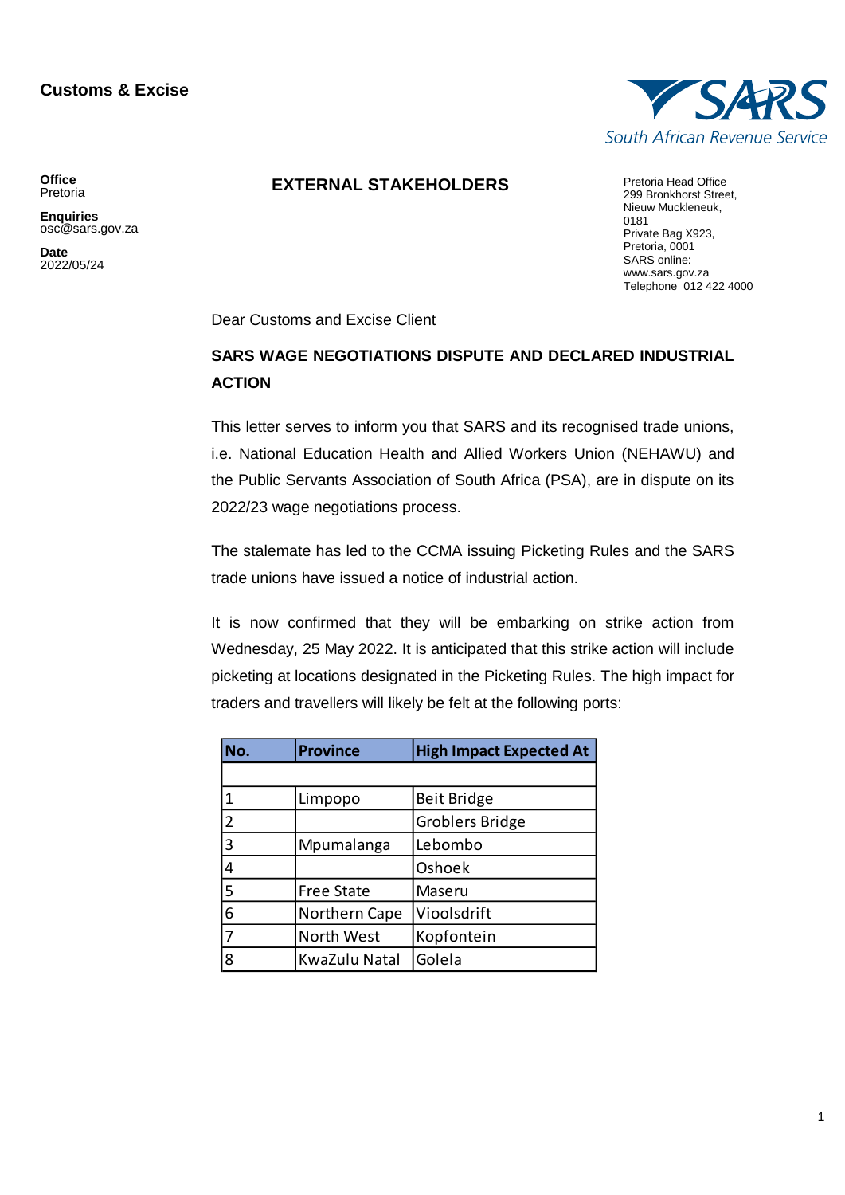**Customs & Excise**

**Office**
Pretoria

**Enquiries**
osc@sars.gov.za

**Date**
2022/05/24

**EXTERNAL STAKEHOLDERS**

Pretoria Head Office
299 Bronkhorst Street,
Nieuw Muckleneuk,
0181
Private Bag X923,
Pretoria, 0001
SARS online:
www.sars.gov.za
Telephone 012 422 4000

Dear Customs and Excise Client

**SARS WAGE NEGOTIATIONS DISPUTE AND DECLARED INDUSTRIAL ACTION**

This letter serves to inform you that SARS and its recognised trade unions, i.e. National Education Health and Allied Workers Union (NEHAWU) and the Public Servants Association of South Africa (PSA), are in dispute on its 2022/23 wage negotiations process.

The stalemate has led to the CCMA issuing Picketing Rules and the SARS trade unions have issued a notice of industrial action.

It is now confirmed that they will be embarking on strike action from Wednesday, 25 May 2022. It is anticipated that this strike action will include picketing at locations designated in the Picketing Rules. The high impact for traders and travellers will likely be felt at the following ports:

| No. | Province | High Impact Expected At |
|---|---|---|
| | | |
| 1 | Limpopo | Beit Bridge |
| 2 | | Groblers Bridge |
| 3 | Mpumalanga | Lebombo |
| 4 | | Oshoek |
| 5 | Free State | Maseru |
| 6 | Northern Cape | Vioolsdrift |
| 7 | North West | Kopfontein |
| 8 | KwaZulu Natal | Golela |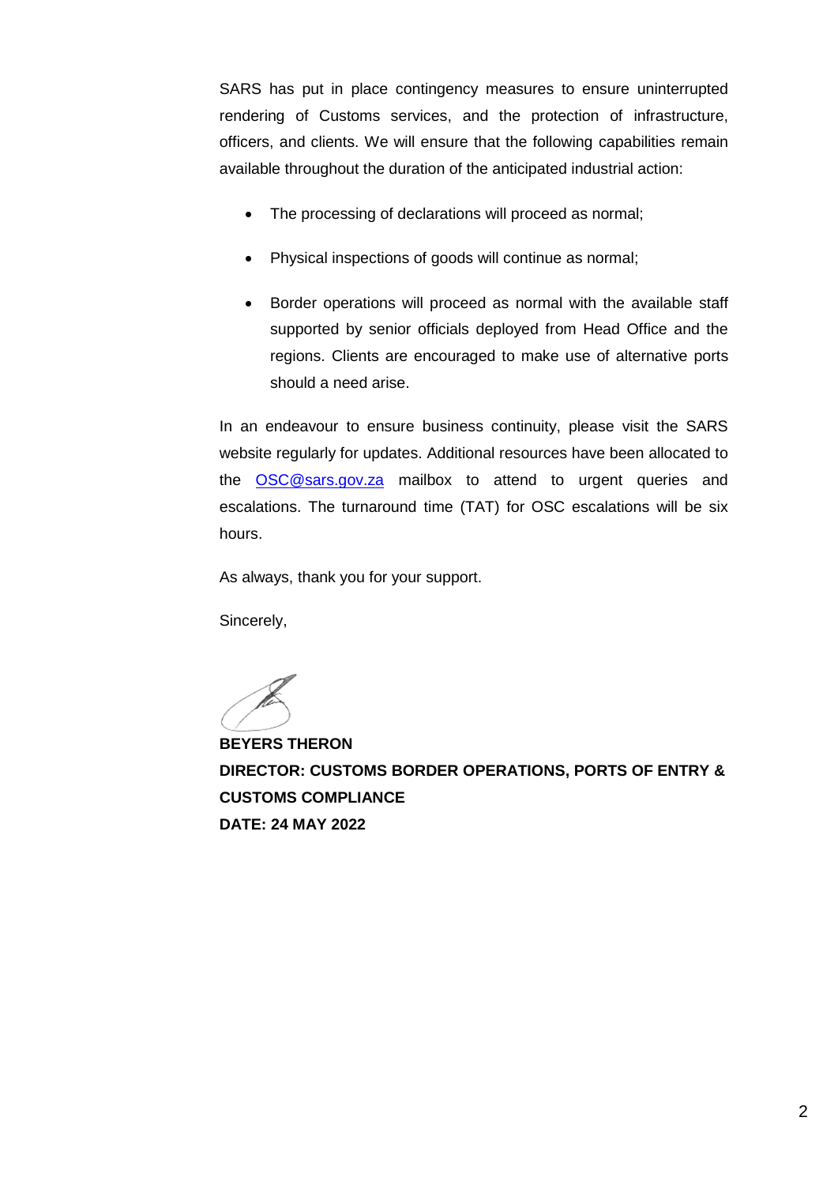SARS has put in place contingency measures to ensure uninterrupted rendering of Customs services, and the protection of infrastructure, officers, and clients. We will ensure that the following capabilities remain available throughout the duration of the anticipated industrial action:

- The processing of declarations will proceed as normal;
- Physical inspections of goods will continue as normal;
- Border operations will proceed as normal with the available staff supported by senior officials deployed from Head Office and the regions. Clients are encouraged to make use of alternative ports should a need arise.

In an endeavour to ensure business continuity, please visit the SARS website regularly for updates. Additional resources have been allocated to the OSC@sars.gov.za mailbox to attend to urgent queries and escalations. The turnaround time (TAT) for OSC escalations will be six hours.

As always, thank you for your support.

Sincerely,

**BEYERS THERON**
**DIRECTOR: CUSTOMS BORDER OPERATIONS, PORTS OF ENTRY & CUSTOMS COMPLIANCE**
**DATE: 24 MAY 2022**